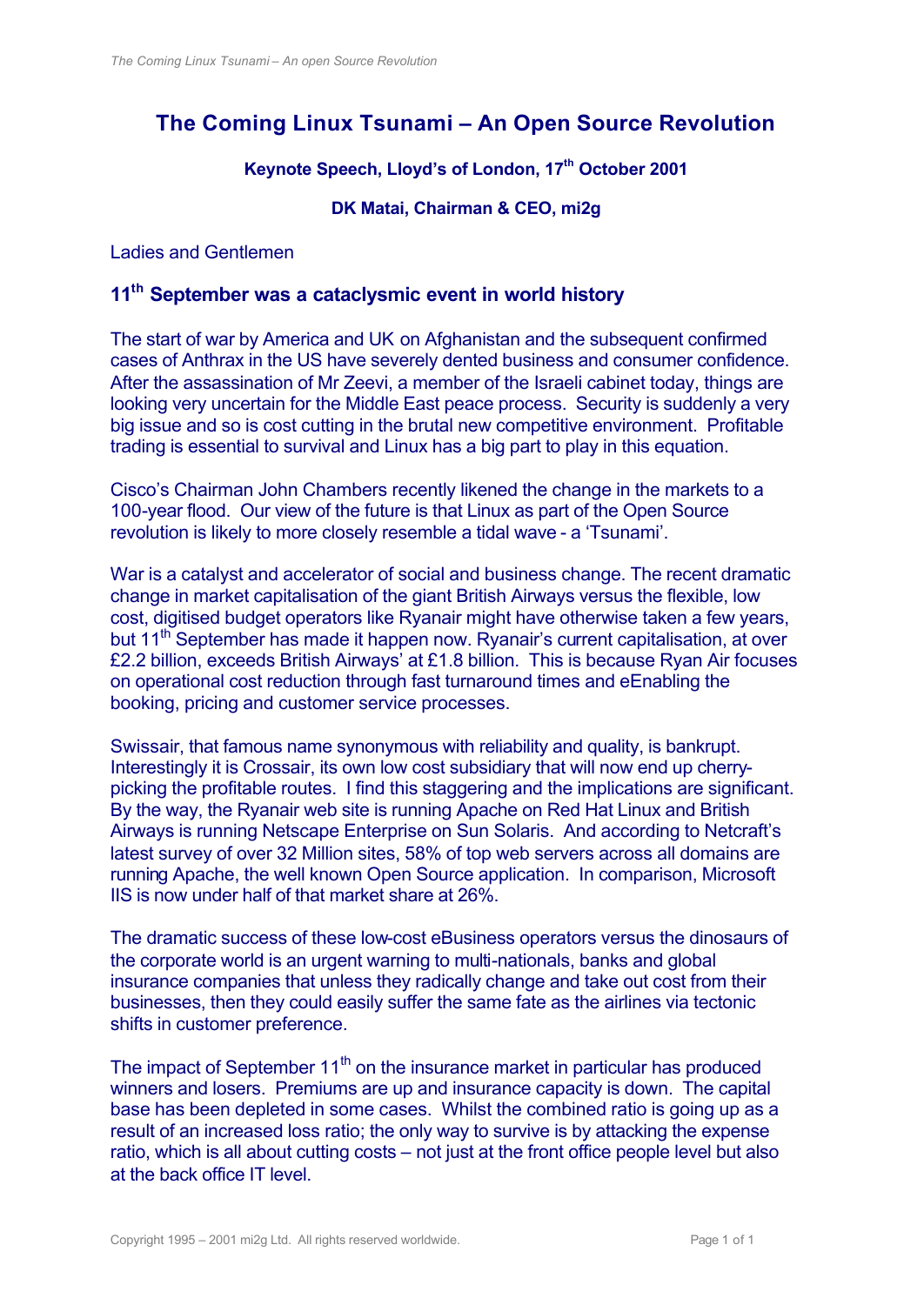# The Coming Linux Tsunami – An Open Source Revolution

**Keynote Speech, Lloyd's of London, 17th October 2001**

**DK Matai, Chairman & CEO, mi2g**

Ladies and Gentlemen

## 11th September was a cataclysmic event in world history

The start of war by America and UK on Afghanistan and the subsequent confirmed cases of Anthrax in the US have severely dented business and consumer confidence. After the assassination of Mr Zeevi, a member of the Israeli cabinet today, things are looking very uncertain for the Middle East peace process. Security is suddenly a very big issue and so is cost cutting in the brutal new competitive environment. Profitable trading is essential to survival and Linux has a big part to play in this equation.

Cisco's Chairman John Chambers recently likened the change in the markets to a 100-year flood. Our view of the future is that Linux as part of the Open Source revolution is likely to more closely resemble a tidal wave - a 'Tsunami'.

War is a catalyst and accelerator of social and business change. The recent dramatic change in market capitalisation of the giant British Airways versus the flexible, low cost, digitised budget operators like Ryanair might have otherwise taken a few years, but 11th September has made it happen now. Ryanair's current capitalisation, at over £2.2 billion, exceeds British Airways' at £1.8 billion. This is because Ryan Air focuses on operational cost reduction through fast turnaround times and eEnabling the booking, pricing and customer service processes.

Swissair, that famous name synonymous with reliability and quality, is bankrupt. Interestingly it is Crossair, its own low cost subsidiary that will now end up cherry-picking the profitable routes. I find this staggering and the implications are significant. By the way, the Ryanair web site is running Apache on Red Hat Linux and British Airways is running Netscape Enterprise on Sun Solaris. And according to Netcraft's latest survey of over 32 Million sites, 58% of top web servers across all domains are running Apache, the well known Open Source application. In comparison, Microsoft IIS is now under half of that market share at 26%.

The dramatic success of these low-cost eBusiness operators versus the dinosaurs of the corporate world is an urgent warning to multi-nationals, banks and global insurance companies that unless they radically change and take out cost from their businesses, then they could easily suffer the same fate as the airlines via tectonic shifts in customer preference.

The impact of September 11th on the insurance market in particular has produced winners and losers. Premiums are up and insurance capacity is down. The capital base has been depleted in some cases. Whilst the combined ratio is going up as a result of an increased loss ratio; the only way to survive is by attacking the expense ratio, which is all about cutting costs – not just at the front office people level but also at the back office IT level.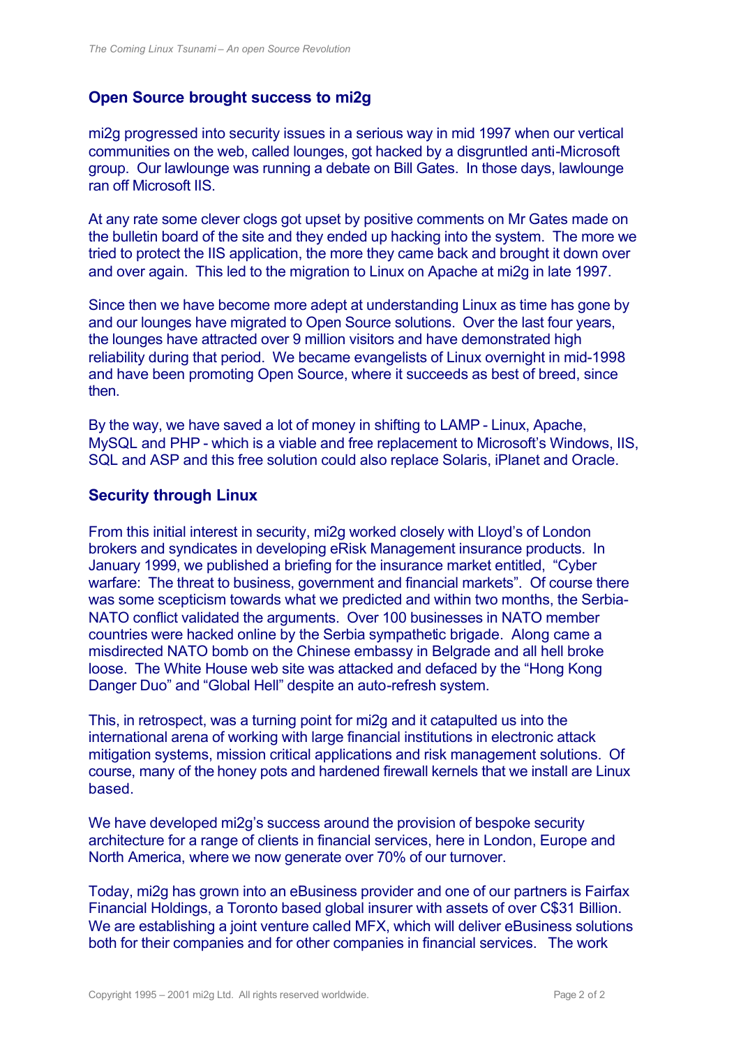## Open Source brought success to mi2g

mi2g progressed into security issues in a serious way in mid 1997 when our vertical communities on the web, called lounges, got hacked by a disgruntled anti-Microsoft group. Our lawlounge was running a debate on Bill Gates. In those days, lawlounge ran off Microsoft IIS.

At any rate some clever clogs got upset by positive comments on Mr Gates made on the bulletin board of the site and they ended up hacking into the system. The more we tried to protect the IIS application, the more they came back and brought it down over and over again. This led to the migration to Linux on Apache at mi2g in late 1997.

Since then we have become more adept at understanding Linux as time has gone by and our lounges have migrated to Open Source solutions. Over the last four years, the lounges have attracted over 9 million visitors and have demonstrated high reliability during that period. We became evangelists of Linux overnight in mid-1998 and have been promoting Open Source, where it succeeds as best of breed, since then.

By the way, we have saved a lot of money in shifting to LAMP - Linux, Apache, MySQL and PHP - which is a viable and free replacement to Microsoft's Windows, IIS, SQL and ASP and this free solution could also replace Solaris, iPlanet and Oracle.

## Security through Linux

From this initial interest in security, mi2g worked closely with Lloyd's of London brokers and syndicates in developing eRisk Management insurance products. In January 1999, we published a briefing for the insurance market entitled, "Cyber warfare: The threat to business, government and financial markets". Of course there was some scepticism towards what we predicted and within two months, the Serbia-NATO conflict validated the arguments. Over 100 businesses in NATO member countries were hacked online by the Serbia sympathetic brigade. Along came a misdirected NATO bomb on the Chinese embassy in Belgrade and all hell broke loose. The White House web site was attacked and defaced by the "Hong Kong Danger Duo" and "Global Hell" despite an auto-refresh system.

This, in retrospect, was a turning point for mi2g and it catapulted us into the international arena of working with large financial institutions in electronic attack mitigation systems, mission critical applications and risk management solutions. Of course, many of the honey pots and hardened firewall kernels that we install are Linux based.

We have developed mi2g's success around the provision of bespoke security architecture for a range of clients in financial services, here in London, Europe and North America, where we now generate over 70% of our turnover.

Today, mi2g has grown into an eBusiness provider and one of our partners is Fairfax Financial Holdings, a Toronto based global insurer with assets of over C$31 Billion. We are establishing a joint venture called MFX, which will deliver eBusiness solutions both for their companies and for other companies in financial services. The work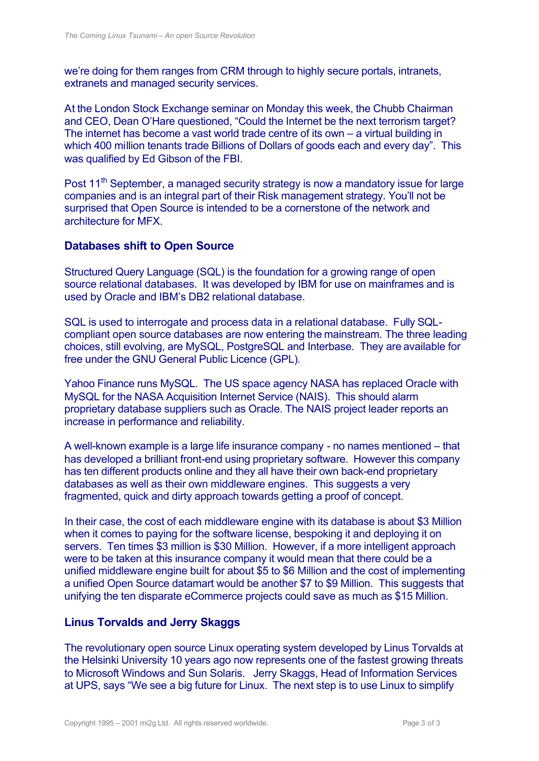we're doing for them ranges from CRM through to highly secure portals, intranets, extranets and managed security services.

At the London Stock Exchange seminar on Monday this week, the Chubb Chairman and CEO, Dean O'Hare questioned, "Could the Internet be the next terrorism target? The internet has become a vast world trade centre of its own – a virtual building in which 400 million tenants trade Billions of Dollars of goods each and every day". This was qualified by Ed Gibson of the FBI.

Post 11th September, a managed security strategy is now a mandatory issue for large companies and is an integral part of their Risk management strategy. You'll not be surprised that Open Source is intended to be a cornerstone of the network and architecture for MFX.

## Databases shift to Open Source

Structured Query Language (SQL) is the foundation for a growing range of open source relational databases. It was developed by IBM for use on mainframes and is used by Oracle and IBM's DB2 relational database.

SQL is used to interrogate and process data in a relational database. Fully SQL-compliant open source databases are now entering the mainstream. The three leading choices, still evolving, are MySQL, PostgreSQL and Interbase. They are available for free under the GNU General Public Licence (GPL).

Yahoo Finance runs MySQL. The US space agency NASA has replaced Oracle with MySQL for the NASA Acquisition Internet Service (NAIS). This should alarm proprietary database suppliers such as Oracle. The NAIS project leader reports an increase in performance and reliability.

A well-known example is a large life insurance company - no names mentioned – that has developed a brilliant front-end using proprietary software. However this company has ten different products online and they all have their own back-end proprietary databases as well as their own middleware engines. This suggests a very fragmented, quick and dirty approach towards getting a proof of concept.

In their case, the cost of each middleware engine with its database is about $3 Million when it comes to paying for the software license, bespoking it and deploying it on servers. Ten times $3 million is $30 Million. However, if a more intelligent approach were to be taken at this insurance company it would mean that there could be a unified middleware engine built for about $5 to $6 Million and the cost of implementing a unified Open Source datamart would be another $7 to $9 Million. This suggests that unifying the ten disparate eCommerce projects could save as much as $15 Million.

## Linus Torvalds and Jerry Skaggs

The revolutionary open source Linux operating system developed by Linus Torvalds at the Helsinki University 10 years ago now represents one of the fastest growing threats to Microsoft Windows and Sun Solaris. Jerry Skaggs, Head of Information Services at UPS, says "We see a big future for Linux. The next step is to use Linux to simplify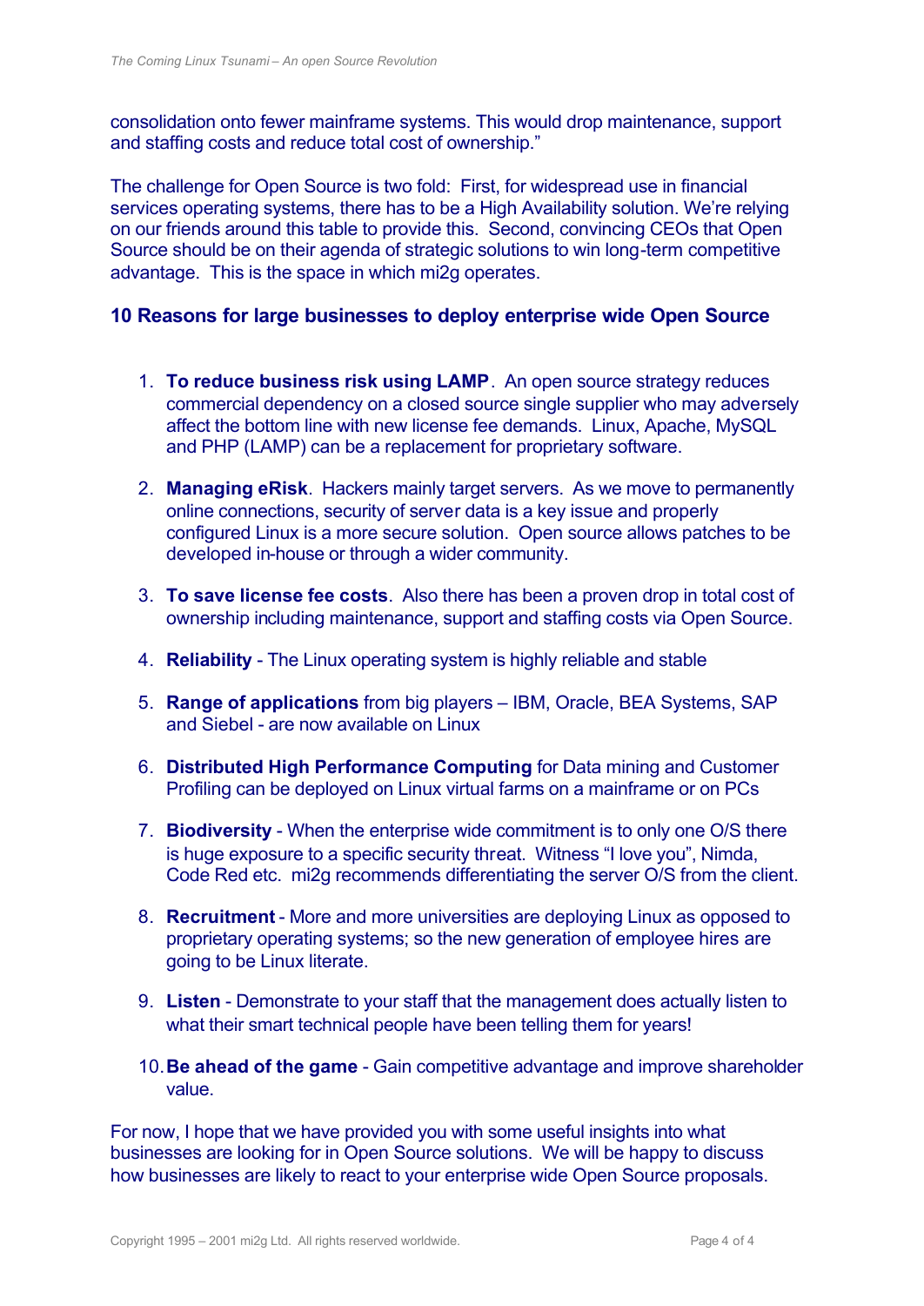consolidation onto fewer mainframe systems. This would drop maintenance, support and staffing costs and reduce total cost of ownership."

The challenge for Open Source is two fold: First, for widespread use in financial services operating systems, there has to be a High Availability solution. We're relying on our friends around this table to provide this. Second, convincing CEOs that Open Source should be on their agenda of strategic solutions to win long-term competitive advantage. This is the space in which mi2g operates.

### 10 Reasons for large businesses to deploy enterprise wide Open Source

1. **To reduce business risk using LAMP**. An open source strategy reduces commercial dependency on a closed source single supplier who may adversely affect the bottom line with new license fee demands. Linux, Apache, MySQL and PHP (LAMP) can be a replacement for proprietary software.

2. **Managing eRisk**. Hackers mainly target servers. As we move to permanently online connections, security of server data is a key issue and properly configured Linux is a more secure solution. Open source allows patches to be developed in-house or through a wider community.

3. **To save license fee costs**. Also there has been a proven drop in total cost of ownership including maintenance, support and staffing costs via Open Source.

4. **Reliability** - The Linux operating system is highly reliable and stable

5. **Range of applications** from big players – IBM, Oracle, BEA Systems, SAP and Siebel - are now available on Linux

6. **Distributed High Performance Computing** for Data mining and Customer Profiling can be deployed on Linux virtual farms on a mainframe or on PCs

7. **Biodiversity** - When the enterprise wide commitment is to only one O/S there is huge exposure to a specific security threat. Witness "I love you", Nimda, Code Red etc. mi2g recommends differentiating the server O/S from the client.

8. **Recruitment** - More and more universities are deploying Linux as opposed to proprietary operating systems; so the new generation of employee hires are going to be Linux literate.

9. **Listen** - Demonstrate to your staff that the management does actually listen to what their smart technical people have been telling them for years!

10. **Be ahead of the game** - Gain competitive advantage and improve shareholder value.

For now, I hope that we have provided you with some useful insights into what businesses are looking for in Open Source solutions. We will be happy to discuss how businesses are likely to react to your enterprise wide Open Source proposals.